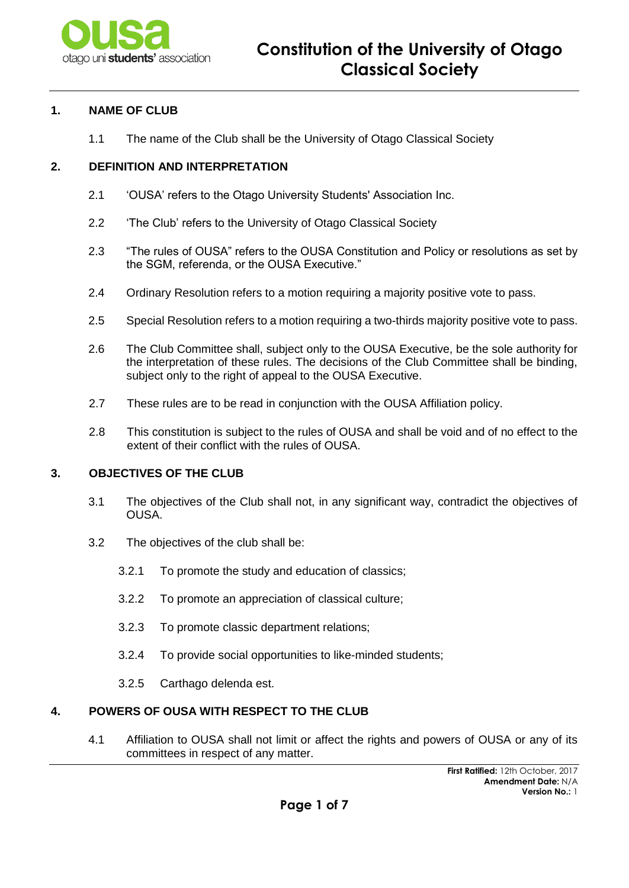# Constitution of the University of Otago Classical Society

## 1. NAME OF CLUB

1.1 The name of the Club shall be the University of Otago Classical Society

## 2. DEFINITION AND INTERPRETATION

2.1 'OUSA' refers to the Otago University Students' Association Inc.

2.2 'The Club' refers to the University of Otago Classical Society

2.3 "The rules of OUSA" refers to the OUSA Constitution and Policy or resolutions as set by the SGM, referenda, or the OUSA Executive."

2.4 Ordinary Resolution refers to a motion requiring a majority positive vote to pass.

2.5 Special Resolution refers to a motion requiring a two-thirds majority positive vote to pass.

2.6 The Club Committee shall, subject only to the OUSA Executive, be the sole authority for the interpretation of these rules. The decisions of the Club Committee shall be binding, subject only to the right of appeal to the OUSA Executive.

2.7 These rules are to be read in conjunction with the OUSA Affiliation policy.

2.8 This constitution is subject to the rules of OUSA and shall be void and of no effect to the extent of their conflict with the rules of OUSA.

## 3. OBJECTIVES OF THE CLUB

3.1 The objectives of the Club shall not, in any significant way, contradict the objectives of OUSA.

3.2 The objectives of the club shall be:

3.2.1 To promote the study and education of classics;

3.2.2 To promote an appreciation of classical culture;

3.2.3 To promote classic department relations;

3.2.4 To provide social opportunities to like-minded students;

3.2.5 Carthago delenda est.

## 4. POWERS OF OUSA WITH RESPECT TO THE CLUB

4.1 Affiliation to OUSA shall not limit or affect the rights and powers of OUSA or any of its committees in respect of any matter.

**First Ratified:** 12th October, 2017
**Amendment Date:** N/A
**Version No.:** 1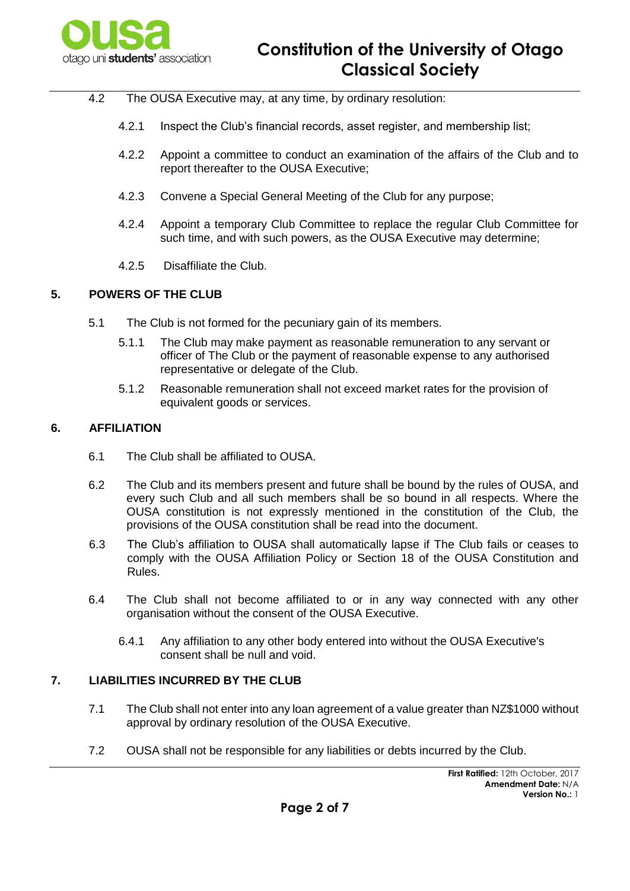4.2 The OUSA Executive may, at any time, by ordinary resolution:

4.2.1 Inspect the Club's financial records, asset register, and membership list;

4.2.2 Appoint a committee to conduct an examination of the affairs of the Club and to report thereafter to the OUSA Executive;

4.2.3 Convene a Special General Meeting of the Club for any purpose;

4.2.4 Appoint a temporary Club Committee to replace the regular Club Committee for such time, and with such powers, as the OUSA Executive may determine;

4.2.5 Disaffiliate the Club.

## 5. POWERS OF THE CLUB

5.1 The Club is not formed for the pecuniary gain of its members.

5.1.1 The Club may make payment as reasonable remuneration to any servant or officer of The Club or the payment of reasonable expense to any authorised representative or delegate of the Club.

5.1.2 Reasonable remuneration shall not exceed market rates for the provision of equivalent goods or services.

## 6. AFFILIATION

6.1 The Club shall be affiliated to OUSA.

6.2 The Club and its members present and future shall be bound by the rules of OUSA, and every such Club and all such members shall be so bound in all respects. Where the OUSA constitution is not expressly mentioned in the constitution of the Club, the provisions of the OUSA constitution shall be read into the document.

6.3 The Club's affiliation to OUSA shall automatically lapse if The Club fails or ceases to comply with the OUSA Affiliation Policy or Section 18 of the OUSA Constitution and Rules.

6.4 The Club shall not become affiliated to or in any way connected with any other organisation without the consent of the OUSA Executive.

6.4.1 Any affiliation to any other body entered into without the OUSA Executive's consent shall be null and void.

## 7. LIABILITIES INCURRED BY THE CLUB

7.1 The Club shall not enter into any loan agreement of a value greater than NZ$1000 without approval by ordinary resolution of the OUSA Executive.

7.2 OUSA shall not be responsible for any liabilities or debts incurred by the Club.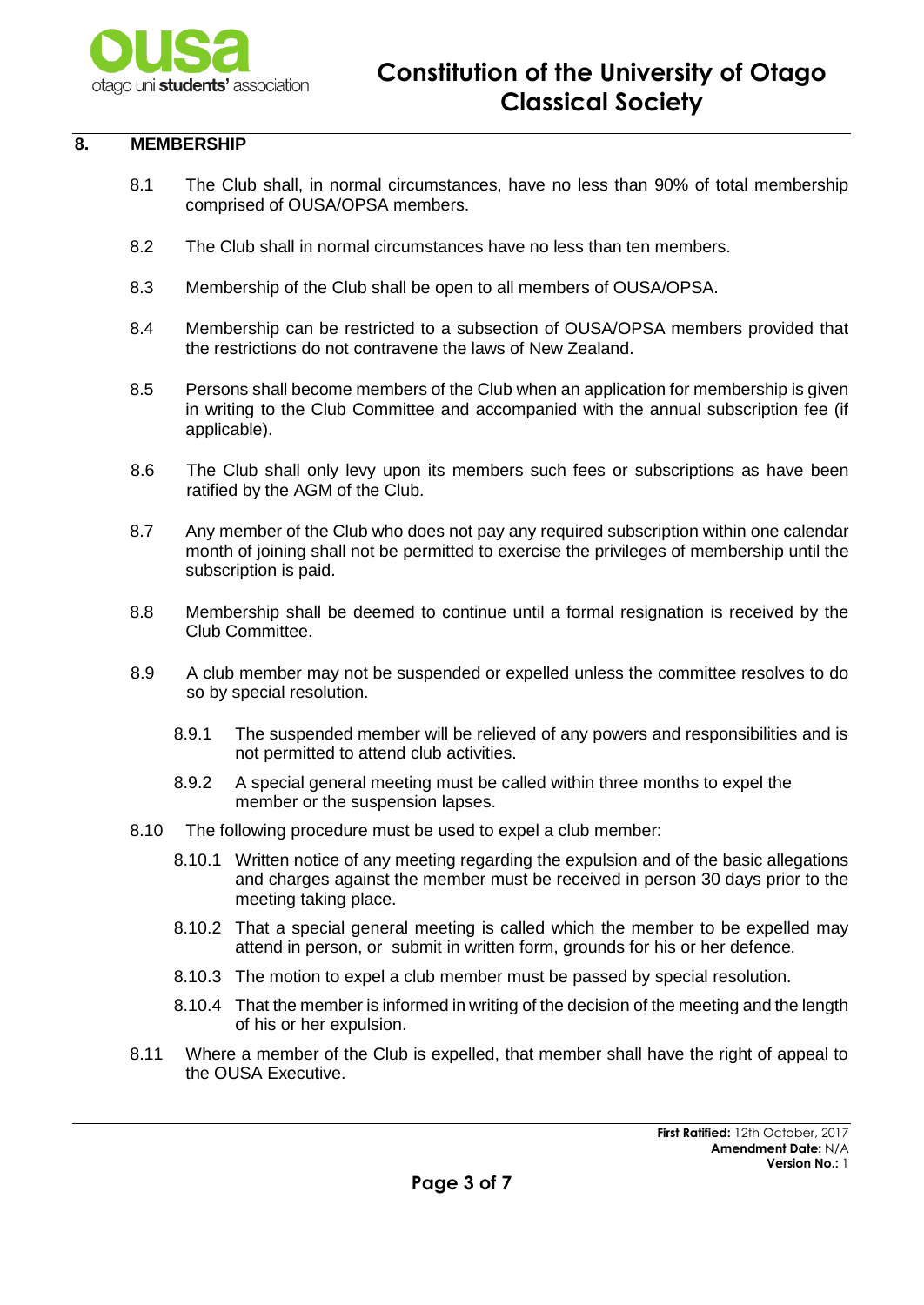## 8. MEMBERSHIP

8.1 The Club shall, in normal circumstances, have no less than 90% of total membership comprised of OUSA/OPSA members.

8.2 The Club shall in normal circumstances have no less than ten members.

8.3 Membership of the Club shall be open to all members of OUSA/OPSA.

8.4 Membership can be restricted to a subsection of OUSA/OPSA members provided that the restrictions do not contravene the laws of New Zealand.

8.5 Persons shall become members of the Club when an application for membership is given in writing to the Club Committee and accompanied with the annual subscription fee (if applicable).

8.6 The Club shall only levy upon its members such fees or subscriptions as have been ratified by the AGM of the Club.

8.7 Any member of the Club who does not pay any required subscription within one calendar month of joining shall not be permitted to exercise the privileges of membership until the subscription is paid.

8.8 Membership shall be deemed to continue until a formal resignation is received by the Club Committee.

8.9 A club member may not be suspended or expelled unless the committee resolves to do so by special resolution.

- 8.9.1 The suspended member will be relieved of any powers and responsibilities and is not permitted to attend club activities.
- 8.9.2 A special general meeting must be called within three months to expel the member or the suspension lapses.

8.10 The following procedure must be used to expel a club member:

- 8.10.1 Written notice of any meeting regarding the expulsion and of the basic allegations and charges against the member must be received in person 30 days prior to the meeting taking place.
- 8.10.2 That a special general meeting is called which the member to be expelled may attend in person, or submit in written form, grounds for his or her defence.
- 8.10.3 The motion to expel a club member must be passed by special resolution.
- 8.10.4 That the member is informed in writing of the decision of the meeting and the length of his or her expulsion.

8.11 Where a member of the Club is expelled, that member shall have the right of appeal to the OUSA Executive.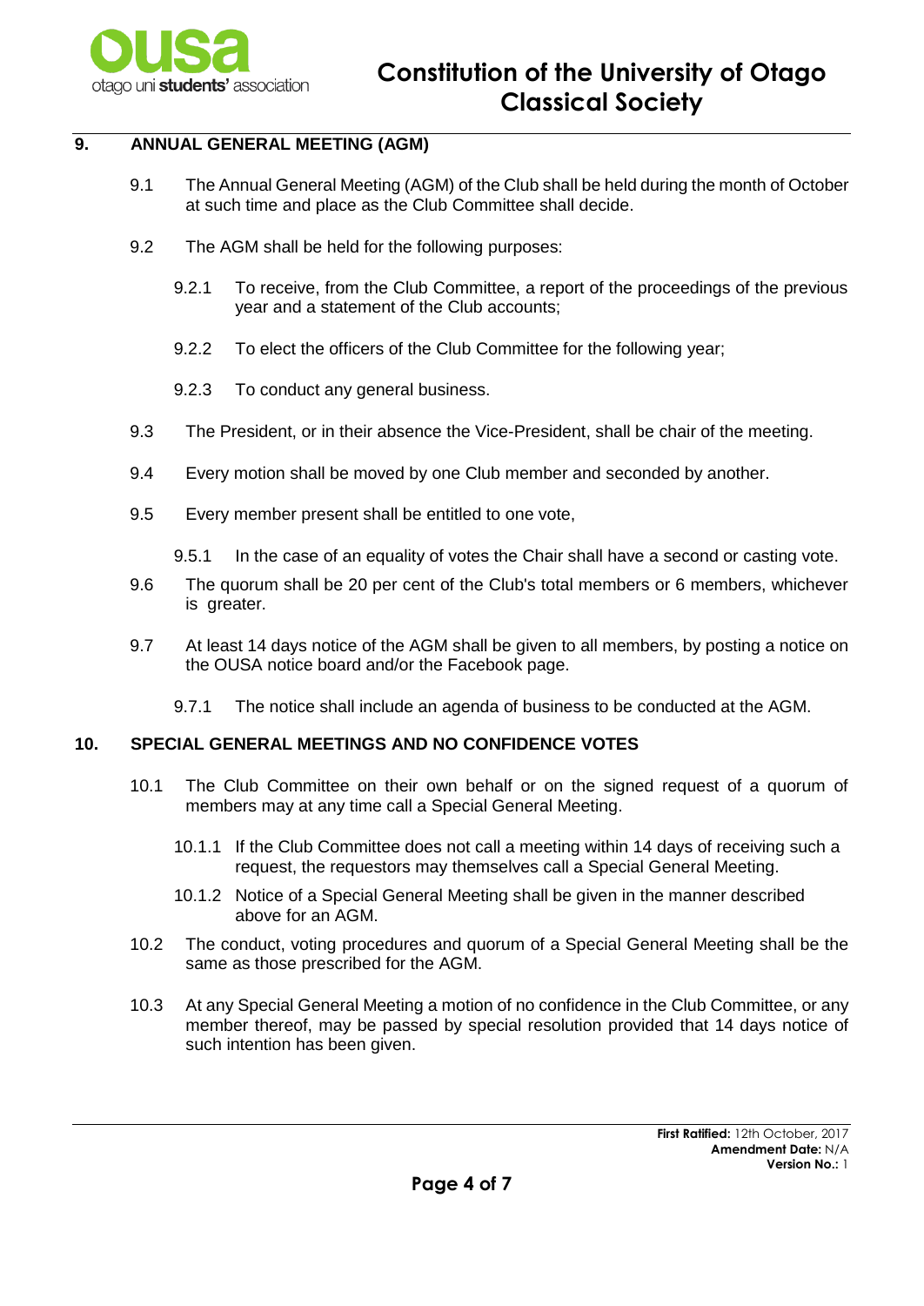## 9. ANNUAL GENERAL MEETING (AGM)

9.1 The Annual General Meeting (AGM) of the Club shall be held during the month of October at such time and place as the Club Committee shall decide.

9.2 The AGM shall be held for the following purposes:

- 9.2.1 To receive, from the Club Committee, a report of the proceedings of the previous year and a statement of the Club accounts;
- 9.2.2 To elect the officers of the Club Committee for the following year;
- 9.2.3 To conduct any general business.

9.3 The President, or in their absence the Vice-President, shall be chair of the meeting.

9.4 Every motion shall be moved by one Club member and seconded by another.

9.5 Every member present shall be entitled to one vote,

- 9.5.1 In the case of an equality of votes the Chair shall have a second or casting vote.

9.6 The quorum shall be 20 per cent of the Club's total members or 6 members, whichever is greater.

9.7 At least 14 days notice of the AGM shall be given to all members, by posting a notice on the OUSA notice board and/or the Facebook page.

- 9.7.1 The notice shall include an agenda of business to be conducted at the AGM.

## 10. SPECIAL GENERAL MEETINGS AND NO CONFIDENCE VOTES

10.1 The Club Committee on their own behalf or on the signed request of a quorum of members may at any time call a Special General Meeting.

- 10.1.1 If the Club Committee does not call a meeting within 14 days of receiving such a request, the requestors may themselves call a Special General Meeting.
- 10.1.2 Notice of a Special General Meeting shall be given in the manner described above for an AGM.

10.2 The conduct, voting procedures and quorum of a Special General Meeting shall be the same as those prescribed for the AGM.

10.3 At any Special General Meeting a motion of no confidence in the Club Committee, or any member thereof, may be passed by special resolution provided that 14 days notice of such intention has been given.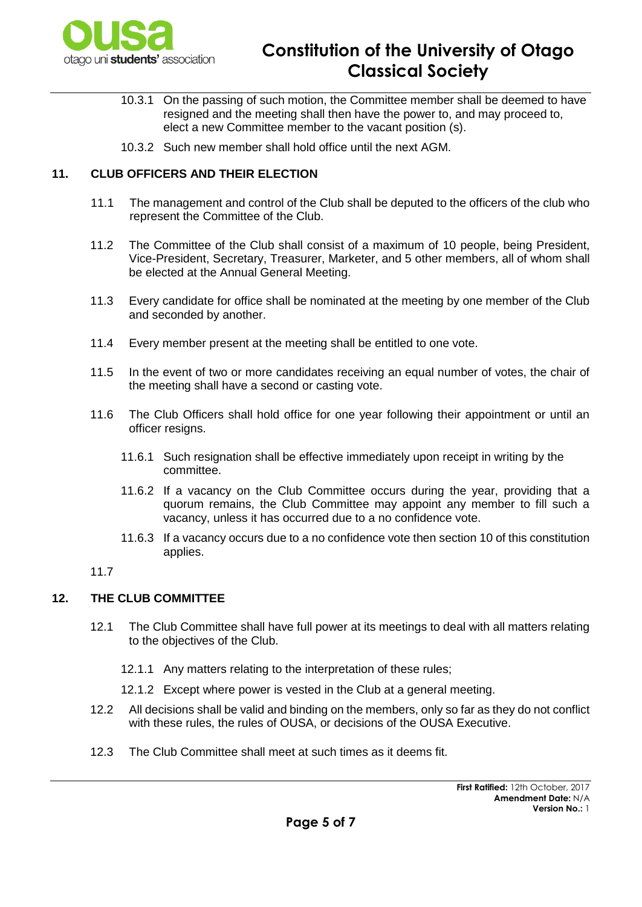10.3.1 On the passing of such motion, the Committee member shall be deemed to have resigned and the meeting shall then have the power to, and may proceed to, elect a new Committee member to the vacant position (s).

10.3.2 Such new member shall hold office until the next AGM.

## 11. CLUB OFFICERS AND THEIR ELECTION

11.1 The management and control of the Club shall be deputed to the officers of the club who represent the Committee of the Club.

11.2 The Committee of the Club shall consist of a maximum of 10 people, being President, Vice-President, Secretary, Treasurer, Marketer, and 5 other members, all of whom shall be elected at the Annual General Meeting.

11.3 Every candidate for office shall be nominated at the meeting by one member of the Club and seconded by another.

11.4 Every member present at the meeting shall be entitled to one vote.

11.5 In the event of two or more candidates receiving an equal number of votes, the chair of the meeting shall have a second or casting vote.

11.6 The Club Officers shall hold office for one year following their appointment or until an officer resigns.

11.6.1 Such resignation shall be effective immediately upon receipt in writing by the committee.

11.6.2 If a vacancy on the Club Committee occurs during the year, providing that a quorum remains, the Club Committee may appoint any member to fill such a vacancy, unless it has occurred due to a no confidence vote.

11.6.3 If a vacancy occurs due to a no confidence vote then section 10 of this constitution applies.

11.7

## 12. THE CLUB COMMITTEE

12.1 The Club Committee shall have full power at its meetings to deal with all matters relating to the objectives of the Club.

12.1.1 Any matters relating to the interpretation of these rules;

12.1.2 Except where power is vested in the Club at a general meeting.

12.2 All decisions shall be valid and binding on the members, only so far as they do not conflict with these rules, the rules of OUSA, or decisions of the OUSA Executive.

12.3 The Club Committee shall meet at such times as it deems fit.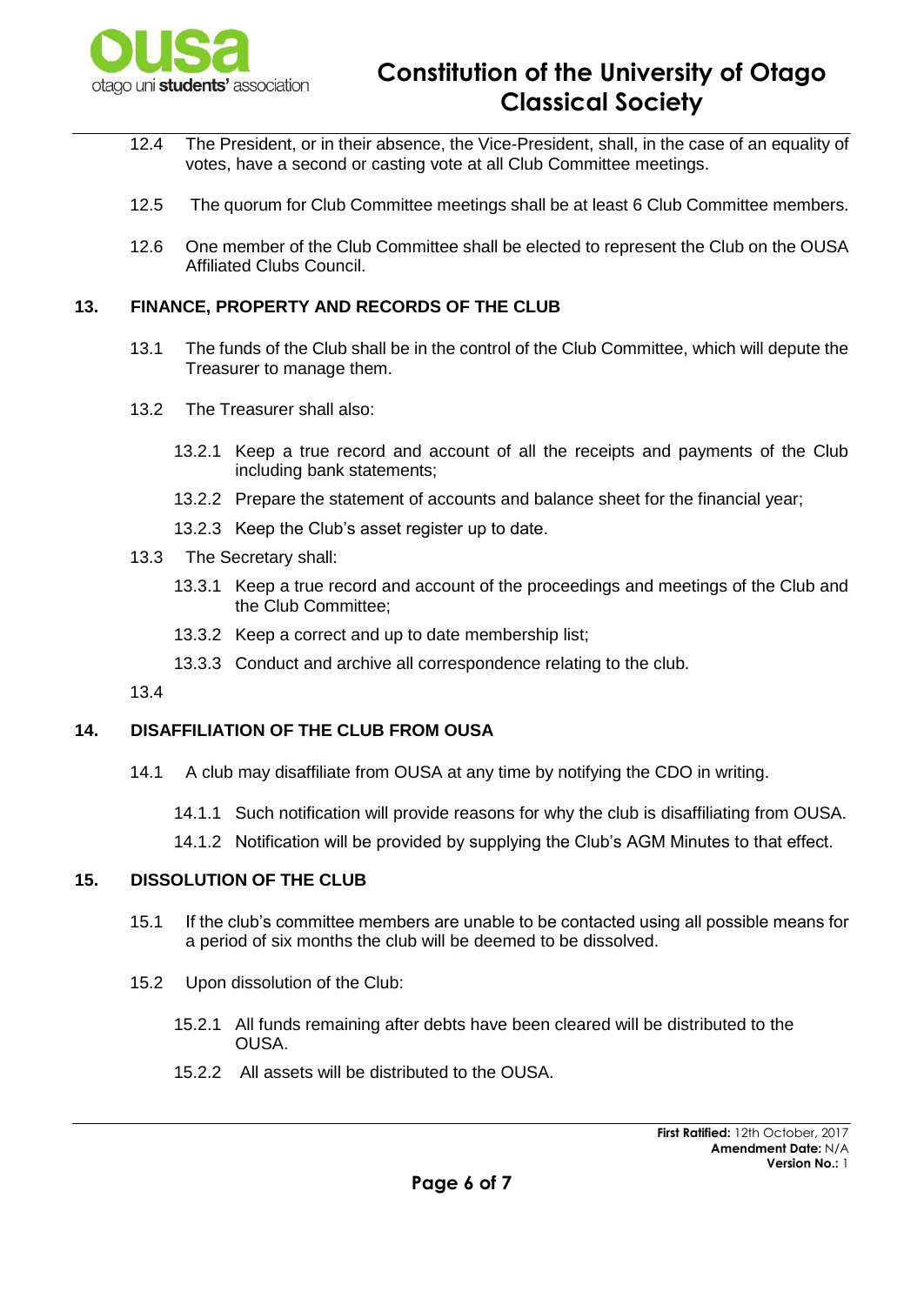12.4 The President, or in their absence, the Vice-President, shall, in the case of an equality of votes, have a second or casting vote at all Club Committee meetings.

12.5 The quorum for Club Committee meetings shall be at least 6 Club Committee members.

12.6 One member of the Club Committee shall be elected to represent the Club on the OUSA Affiliated Clubs Council.

## 13. FINANCE, PROPERTY AND RECORDS OF THE CLUB

13.1 The funds of the Club shall be in the control of the Club Committee, which will depute the Treasurer to manage them.

13.2 The Treasurer shall also:

- 13.2.1 Keep a true record and account of all the receipts and payments of the Club including bank statements;
- 13.2.2 Prepare the statement of accounts and balance sheet for the financial year;
- 13.2.3 Keep the Club's asset register up to date.

13.3 The Secretary shall:

- 13.3.1 Keep a true record and account of the proceedings and meetings of the Club and the Club Committee;
- 13.3.2 Keep a correct and up to date membership list;
- 13.3.3 Conduct and archive all correspondence relating to the club.

13.4

## 14. DISAFFILIATION OF THE CLUB FROM OUSA

14.1 A club may disaffiliate from OUSA at any time by notifying the CDO in writing.

- 14.1.1 Such notification will provide reasons for why the club is disaffiliating from OUSA.
- 14.1.2 Notification will be provided by supplying the Club's AGM Minutes to that effect.

## 15. DISSOLUTION OF THE CLUB

15.1 If the club's committee members are unable to be contacted using all possible means for a period of six months the club will be deemed to be dissolved.

15.2 Upon dissolution of the Club:

- 15.2.1 All funds remaining after debts have been cleared will be distributed to the OUSA.
- 15.2.2 All assets will be distributed to the OUSA.

**First Ratified:** 12th October, 2017
**Amendment Date:** N/A
**Version No.:** 1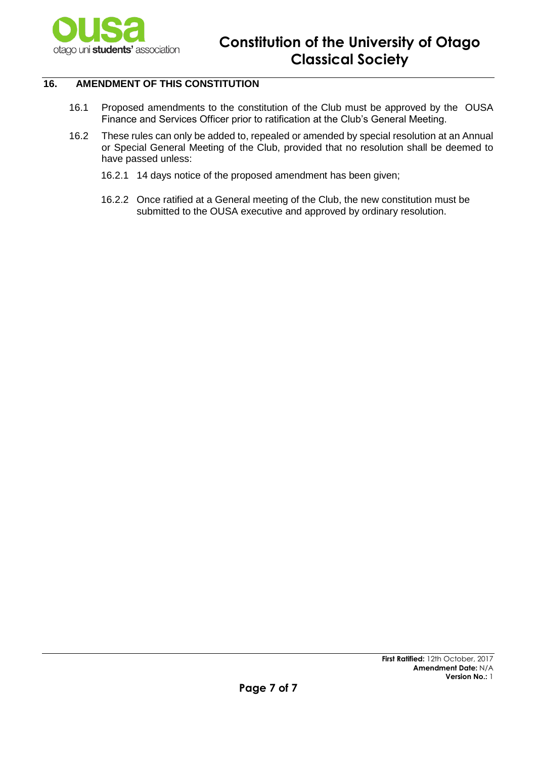## 16. AMENDMENT OF THIS CONSTITUTION

16.1 Proposed amendments to the constitution of the Club must be approved by the OUSA Finance and Services Officer prior to ratification at the Club's General Meeting.

16.2 These rules can only be added to, repealed or amended by special resolution at an Annual or Special General Meeting of the Club, provided that no resolution shall be deemed to have passed unless:

16.2.1 14 days notice of the proposed amendment has been given;

16.2.2 Once ratified at a General meeting of the Club, the new constitution must be submitted to the OUSA executive and approved by ordinary resolution.

**First Ratified:** 12th October, 2017
**Amendment Date:** N/A
**Version No.:** 1